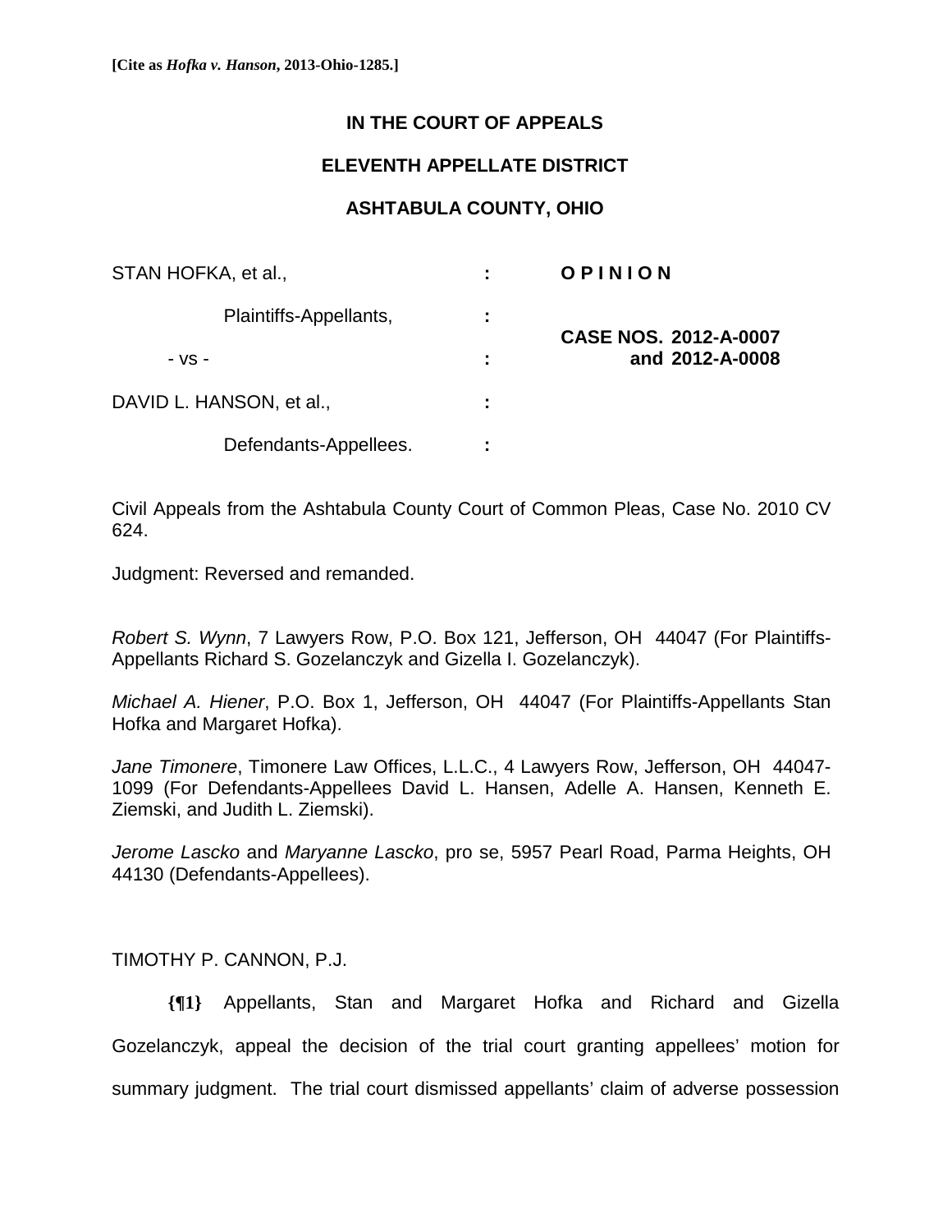**[Cite as *Hofka v. Hanson*, 2013-Ohio-1285.]**

**IN THE COURT OF APPEALS**

**ELEVENTH APPELLATE DISTRICT**

**ASHTABULA COUNTY, OHIO**

| | | |
|---|---|---|
| STAN HOFKA, et al., | : | **O P I N I O N** |
| Plaintiffs-Appellants, | : | |
| - vs - | : | **CASE NOS. 2012-A-0007 and 2012-A-0008** |
| DAVID L. HANSON, et al., | : | |
| Defendants-Appellees. | : | |

Civil Appeals from the Ashtabula County Court of Common Pleas, Case No. 2010 CV 624.

Judgment: Reversed and remanded.

*Robert S. Wynn*, 7 Lawyers Row, P.O. Box 121, Jefferson, OH 44047 (For Plaintiffs-Appellants Richard S. Gozelanczyk and Gizella I. Gozelanczyk).

*Michael A. Hiener*, P.O. Box 1, Jefferson, OH 44047 (For Plaintiffs-Appellants Stan Hofka and Margaret Hofka).

*Jane Timonere*, Timonere Law Offices, L.L.C., 4 Lawyers Row, Jefferson, OH 44047-1099 (For Defendants-Appellees David L. Hansen, Adelle A. Hansen, Kenneth E. Ziemski, and Judith L. Ziemski).

*Jerome Lascko* and *Maryanne Lascko*, pro se, 5957 Pearl Road, Parma Heights, OH 44130 (Defendants-Appellees).

TIMOTHY P. CANNON, P.J.

**{¶1}** Appellants, Stan and Margaret Hofka and Richard and Gizella Gozelanczyk, appeal the decision of the trial court granting appellees' motion for summary judgment. The trial court dismissed appellants' claim of adverse possession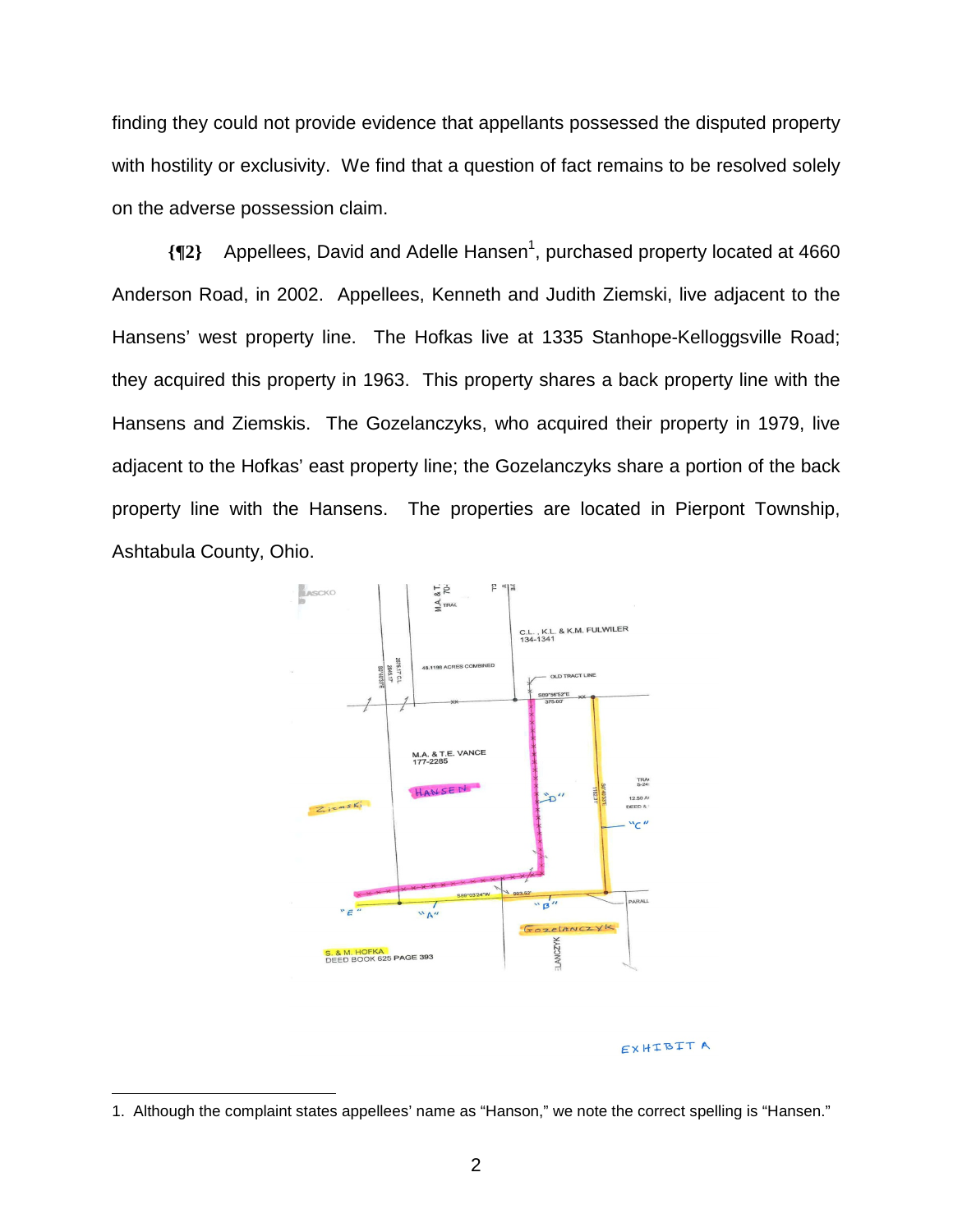finding they could not provide evidence that appellants possessed the disputed property with hostility or exclusivity. We find that a question of fact remains to be resolved solely on the adverse possession claim.

**{¶2}** Appellees, David and Adelle Hansen[1], purchased property located at 4660 Anderson Road, in 2002. Appellees, Kenneth and Judith Ziemski, live adjacent to the Hansens' west property line. The Hofkas live at 1335 Stanhope-Kelloggsville Road; they acquired this property in 1963. This property shares a back property line with the Hansens and Ziemskis. The Gozelanczyks, who acquired their property in 1979, live adjacent to the Hofkas' east property line; the Gozelanczyks share a portion of the back property line with the Hansens. The properties are located in Pierpont Township, Ashtabula County, Ohio.

EXHIBIT A

---

1. Although the complaint states appellees' name as "Hanson," we note the correct spelling is "Hansen."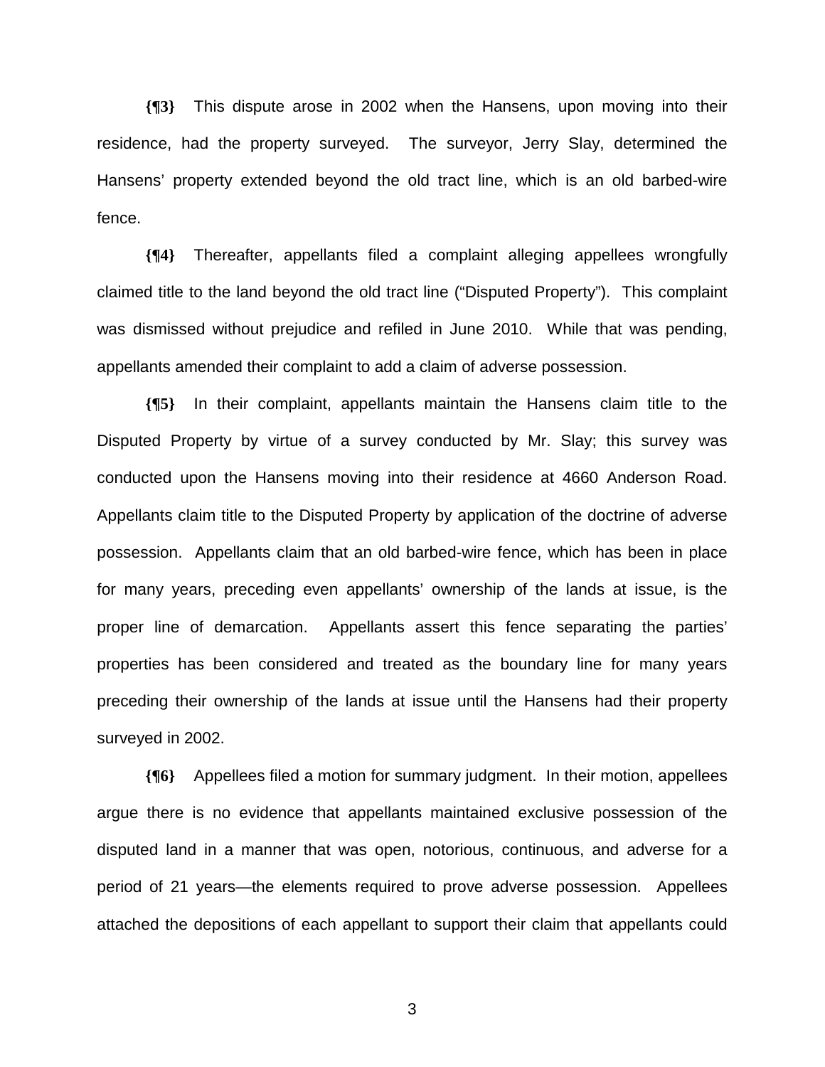**{¶3}** This dispute arose in 2002 when the Hansens, upon moving into their residence, had the property surveyed. The surveyor, Jerry Slay, determined the Hansens' property extended beyond the old tract line, which is an old barbed-wire fence.

**{¶4}** Thereafter, appellants filed a complaint alleging appellees wrongfully claimed title to the land beyond the old tract line ("Disputed Property"). This complaint was dismissed without prejudice and refiled in June 2010. While that was pending, appellants amended their complaint to add a claim of adverse possession.

**{¶5}** In their complaint, appellants maintain the Hansens claim title to the Disputed Property by virtue of a survey conducted by Mr. Slay; this survey was conducted upon the Hansens moving into their residence at 4660 Anderson Road. Appellants claim title to the Disputed Property by application of the doctrine of adverse possession. Appellants claim that an old barbed-wire fence, which has been in place for many years, preceding even appellants' ownership of the lands at issue, is the proper line of demarcation. Appellants assert this fence separating the parties' properties has been considered and treated as the boundary line for many years preceding their ownership of the lands at issue until the Hansens had their property surveyed in 2002.

**{¶6}** Appellees filed a motion for summary judgment. In their motion, appellees argue there is no evidence that appellants maintained exclusive possession of the disputed land in a manner that was open, notorious, continuous, and adverse for a period of 21 years—the elements required to prove adverse possession. Appellees attached the depositions of each appellant to support their claim that appellants could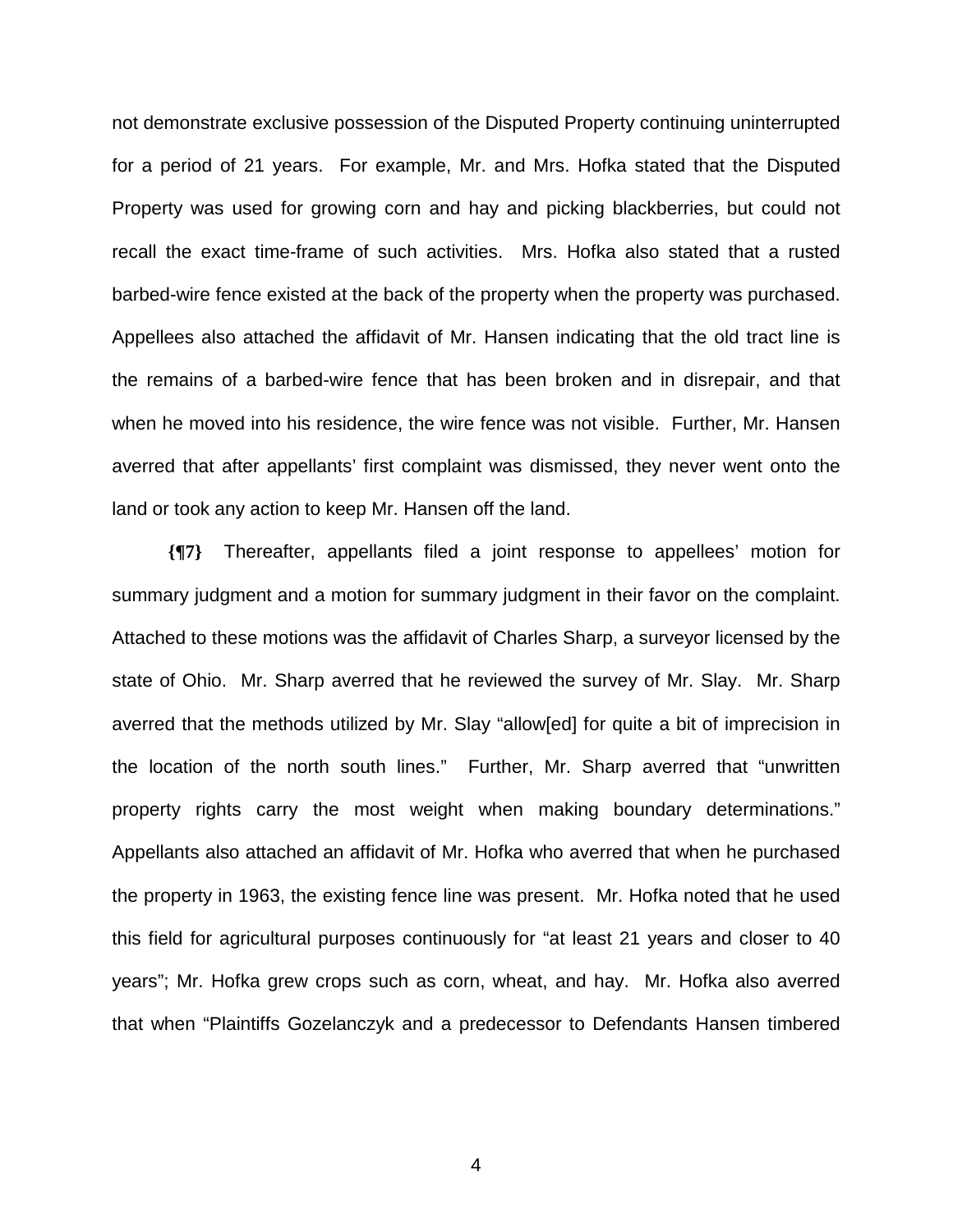not demonstrate exclusive possession of the Disputed Property continuing uninterrupted for a period of 21 years. For example, Mr. and Mrs. Hofka stated that the Disputed Property was used for growing corn and hay and picking blackberries, but could not recall the exact time-frame of such activities. Mrs. Hofka also stated that a rusted barbed-wire fence existed at the back of the property when the property was purchased. Appellees also attached the affidavit of Mr. Hansen indicating that the old tract line is the remains of a barbed-wire fence that has been broken and in disrepair, and that when he moved into his residence, the wire fence was not visible. Further, Mr. Hansen averred that after appellants' first complaint was dismissed, they never went onto the land or took any action to keep Mr. Hansen off the land.

**{¶7}** Thereafter, appellants filed a joint response to appellees' motion for summary judgment and a motion for summary judgment in their favor on the complaint. Attached to these motions was the affidavit of Charles Sharp, a surveyor licensed by the state of Ohio. Mr. Sharp averred that he reviewed the survey of Mr. Slay. Mr. Sharp averred that the methods utilized by Mr. Slay "allow[ed] for quite a bit of imprecision in the location of the north south lines." Further, Mr. Sharp averred that "unwritten property rights carry the most weight when making boundary determinations." Appellants also attached an affidavit of Mr. Hofka who averred that when he purchased the property in 1963, the existing fence line was present. Mr. Hofka noted that he used this field for agricultural purposes continuously for "at least 21 years and closer to 40 years"; Mr. Hofka grew crops such as corn, wheat, and hay. Mr. Hofka also averred that when "Plaintiffs Gozelanczyk and a predecessor to Defendants Hansen timbered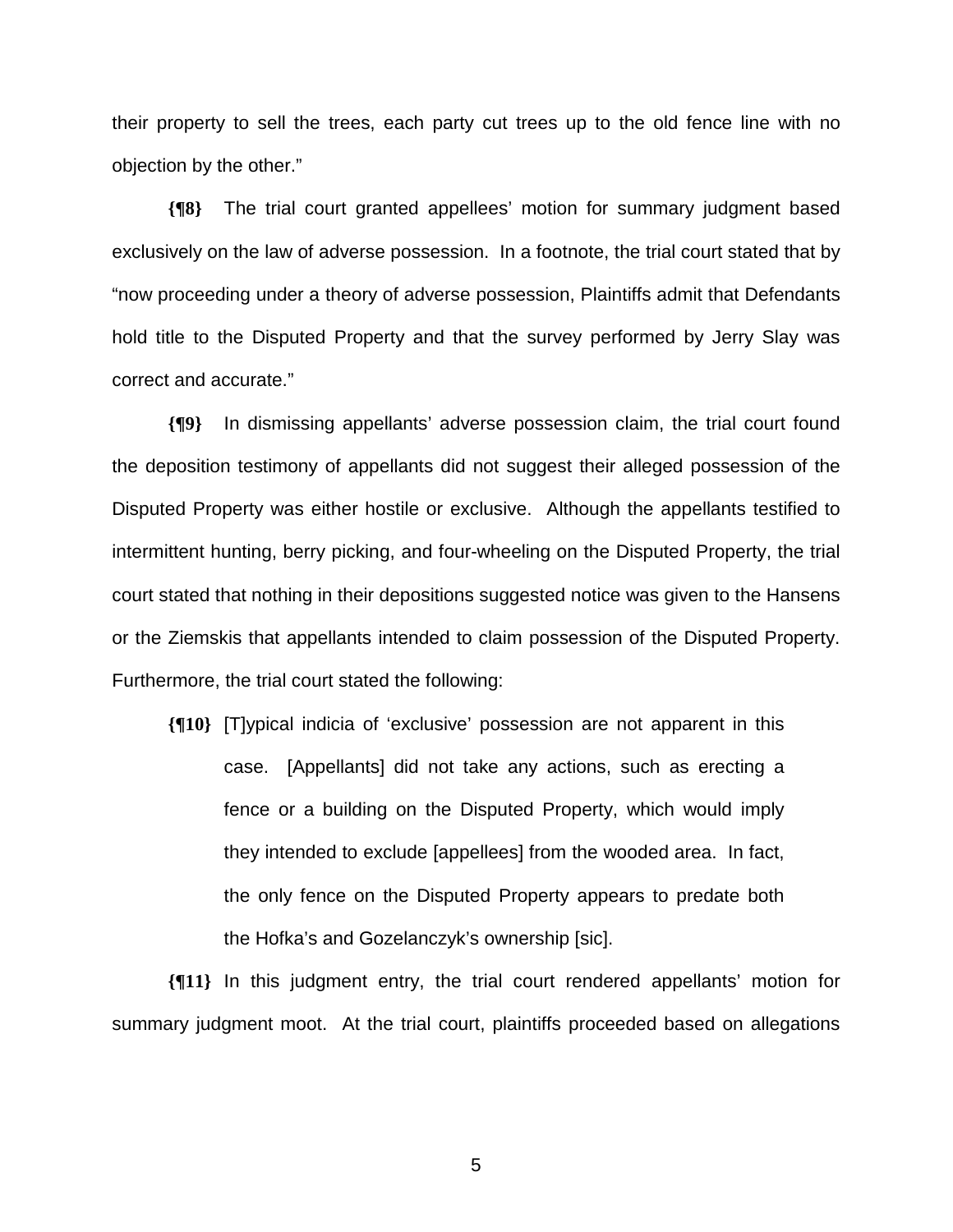their property to sell the trees, each party cut trees up to the old fence line with no objection by the other."

**{¶8}** The trial court granted appellees' motion for summary judgment based exclusively on the law of adverse possession. In a footnote, the trial court stated that by "now proceeding under a theory of adverse possession, Plaintiffs admit that Defendants hold title to the Disputed Property and that the survey performed by Jerry Slay was correct and accurate."

**{¶9}** In dismissing appellants' adverse possession claim, the trial court found the deposition testimony of appellants did not suggest their alleged possession of the Disputed Property was either hostile or exclusive. Although the appellants testified to intermittent hunting, berry picking, and four-wheeling on the Disputed Property, the trial court stated that nothing in their depositions suggested notice was given to the Hansens or the Ziemskis that appellants intended to claim possession of the Disputed Property. Furthermore, the trial court stated the following:

> **{¶10}** [T]ypical indicia of 'exclusive' possession are not apparent in this case. [Appellants] did not take any actions, such as erecting a fence or a building on the Disputed Property, which would imply they intended to exclude [appellees] from the wooded area. In fact, the only fence on the Disputed Property appears to predate both the Hofka's and Gozelanczyk's ownership [sic].

**{¶11}** In this judgment entry, the trial court rendered appellants' motion for summary judgment moot. At the trial court, plaintiffs proceeded based on allegations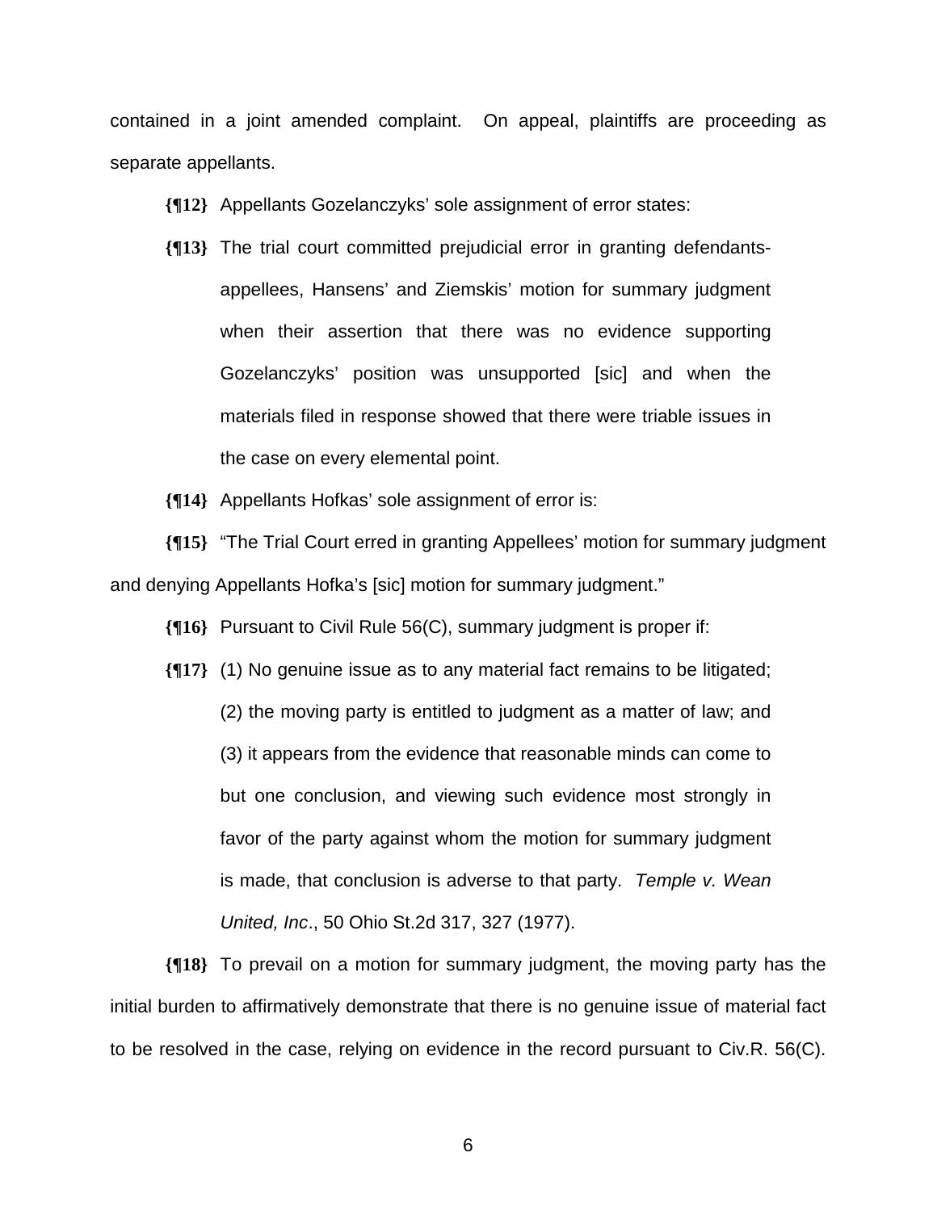contained in a joint amended complaint. On appeal, plaintiffs are proceeding as separate appellants.

**{¶12}** Appellants Gozelanczyks' sole assignment of error states:

> **{¶13}** The trial court committed prejudicial error in granting defendants-appellees, Hansens' and Ziemskis' motion for summary judgment when their assertion that there was no evidence supporting Gozelanczyks' position was unsupported [sic] and when the materials filed in response showed that there were triable issues in the case on every elemental point.

**{¶14}** Appellants Hofkas' sole assignment of error is:

**{¶15}** "The Trial Court erred in granting Appellees' motion for summary judgment and denying Appellants Hofka's [sic] motion for summary judgment."

**{¶16}** Pursuant to Civil Rule 56(C), summary judgment is proper if:

> **{¶17}** (1) No genuine issue as to any material fact remains to be litigated; (2) the moving party is entitled to judgment as a matter of law; and (3) it appears from the evidence that reasonable minds can come to but one conclusion, and viewing such evidence most strongly in favor of the party against whom the motion for summary judgment is made, that conclusion is adverse to that party. *Temple v. Wean United, Inc*., 50 Ohio St.2d 317, 327 (1977).

**{¶18}** To prevail on a motion for summary judgment, the moving party has the initial burden to affirmatively demonstrate that there is no genuine issue of material fact to be resolved in the case, relying on evidence in the record pursuant to Civ.R. 56(C).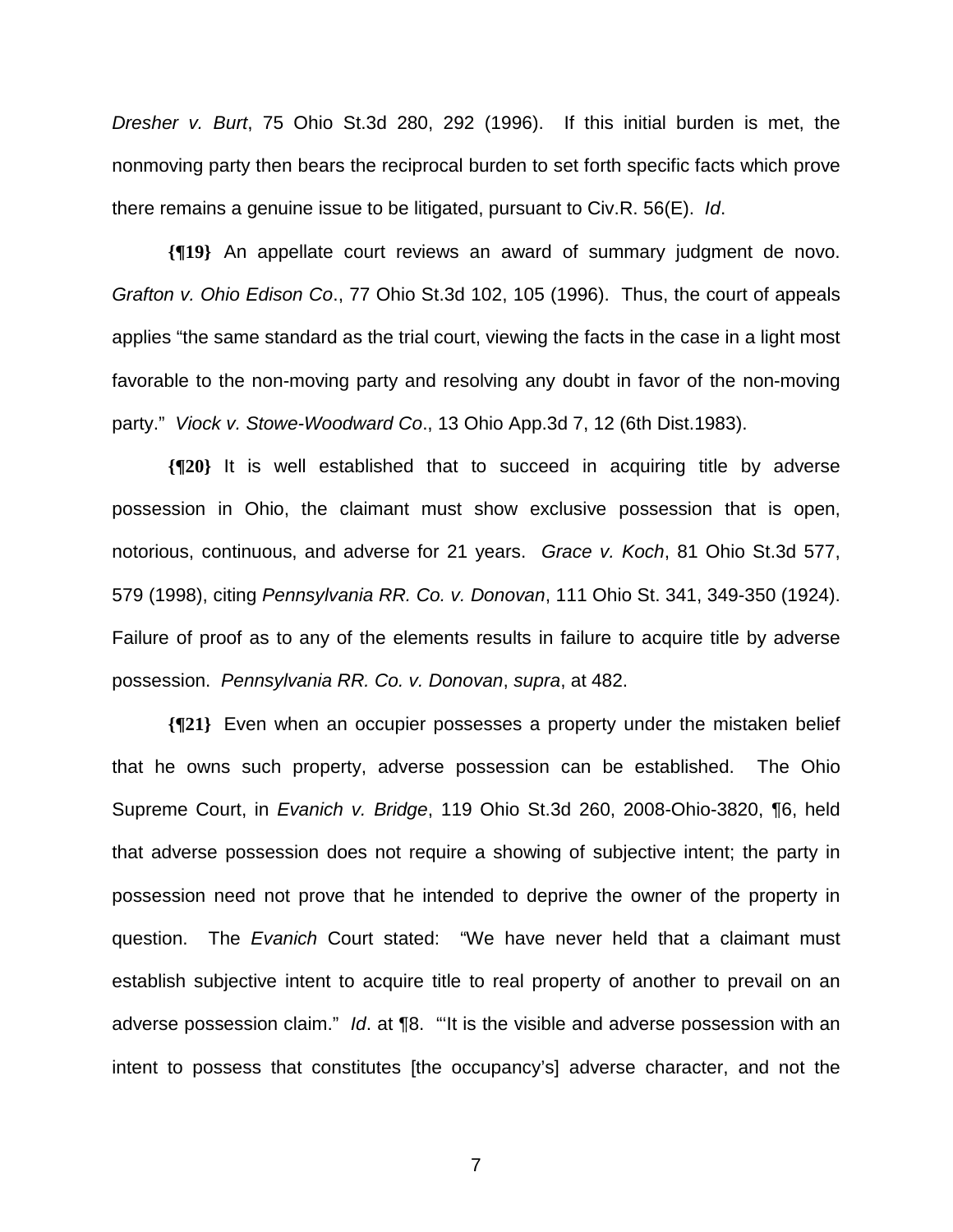*Dresher v. Burt*, 75 Ohio St.3d 280, 292 (1996). If this initial burden is met, the nonmoving party then bears the reciprocal burden to set forth specific facts which prove there remains a genuine issue to be litigated, pursuant to Civ.R. 56(E). *Id*.

**{¶19}** An appellate court reviews an award of summary judgment de novo. *Grafton v. Ohio Edison Co*., 77 Ohio St.3d 102, 105 (1996). Thus, the court of appeals applies "the same standard as the trial court, viewing the facts in the case in a light most favorable to the non-moving party and resolving any doubt in favor of the non-moving party." *Viock v. Stowe-Woodward Co*., 13 Ohio App.3d 7, 12 (6th Dist.1983).

**{¶20}** It is well established that to succeed in acquiring title by adverse possession in Ohio, the claimant must show exclusive possession that is open, notorious, continuous, and adverse for 21 years. *Grace v. Koch*, 81 Ohio St.3d 577, 579 (1998), citing *Pennsylvania RR. Co. v. Donovan*, 111 Ohio St. 341, 349-350 (1924). Failure of proof as to any of the elements results in failure to acquire title by adverse possession. *Pennsylvania RR. Co. v. Donovan*, *supra*, at 482.

**{¶21}** Even when an occupier possesses a property under the mistaken belief that he owns such property, adverse possession can be established. The Ohio Supreme Court, in *Evanich v. Bridge*, 119 Ohio St.3d 260, 2008-Ohio-3820, ¶6, held that adverse possession does not require a showing of subjective intent; the party in possession need not prove that he intended to deprive the owner of the property in question. The *Evanich* Court stated: "We have never held that a claimant must establish subjective intent to acquire title to real property of another to prevail on an adverse possession claim." *Id*. at ¶8. "'It is the visible and adverse possession with an intent to possess that constitutes [the occupancy's] adverse character, and not the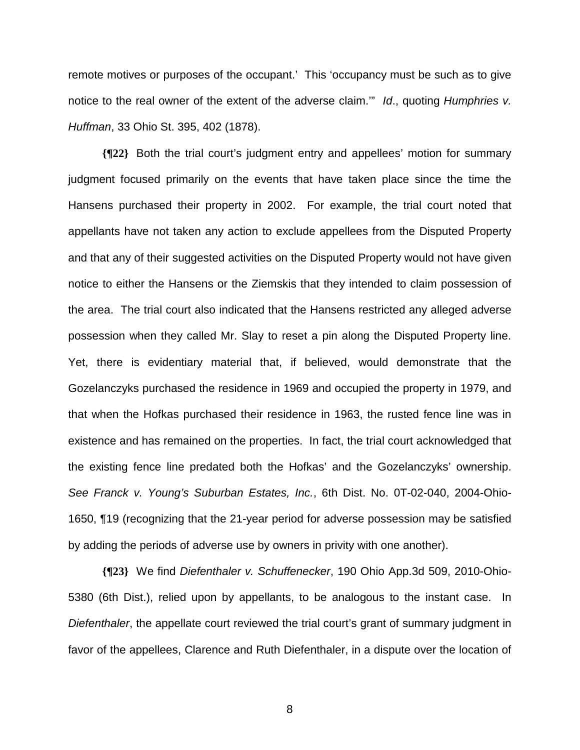remote motives or purposes of the occupant.' This 'occupancy must be such as to give notice to the real owner of the extent of the adverse claim.'" *Id*., quoting *Humphries v. Huffman*, 33 Ohio St. 395, 402 (1878).

**{¶22}** Both the trial court's judgment entry and appellees' motion for summary judgment focused primarily on the events that have taken place since the time the Hansens purchased their property in 2002. For example, the trial court noted that appellants have not taken any action to exclude appellees from the Disputed Property and that any of their suggested activities on the Disputed Property would not have given notice to either the Hansens or the Ziemskis that they intended to claim possession of the area. The trial court also indicated that the Hansens restricted any alleged adverse possession when they called Mr. Slay to reset a pin along the Disputed Property line. Yet, there is evidentiary material that, if believed, would demonstrate that the Gozelanczyks purchased the residence in 1969 and occupied the property in 1979, and that when the Hofkas purchased their residence in 1963, the rusted fence line was in existence and has remained on the properties. In fact, the trial court acknowledged that the existing fence line predated both the Hofkas' and the Gozelanczyks' ownership. *See Franck v. Young's Suburban Estates, Inc.*, 6th Dist. No. 0T-02-040, 2004-Ohio-1650, ¶19 (recognizing that the 21-year period for adverse possession may be satisfied by adding the periods of adverse use by owners in privity with one another).

**{¶23}** We find *Diefenthaler v. Schuffenecker*, 190 Ohio App.3d 509, 2010-Ohio-5380 (6th Dist.), relied upon by appellants, to be analogous to the instant case. In *Diefenthaler*, the appellate court reviewed the trial court's grant of summary judgment in favor of the appellees, Clarence and Ruth Diefenthaler, in a dispute over the location of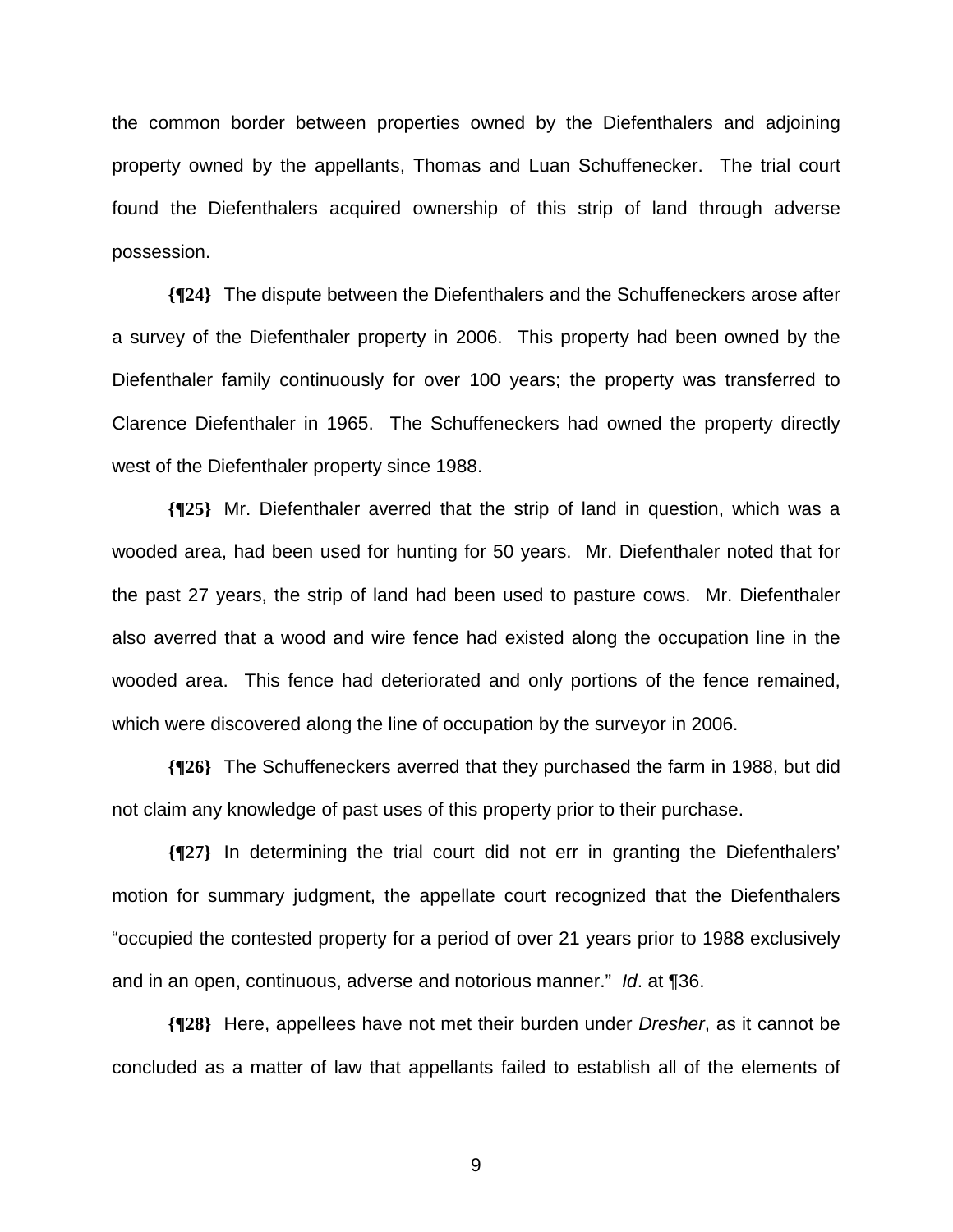the common border between properties owned by the Diefenthalers and adjoining property owned by the appellants, Thomas and Luan Schuffenecker. The trial court found the Diefenthalers acquired ownership of this strip of land through adverse possession.

**{¶24}** The dispute between the Diefenthalers and the Schuffeneckers arose after a survey of the Diefenthaler property in 2006. This property had been owned by the Diefenthaler family continuously for over 100 years; the property was transferred to Clarence Diefenthaler in 1965. The Schuffeneckers had owned the property directly west of the Diefenthaler property since 1988.

**{¶25}** Mr. Diefenthaler averred that the strip of land in question, which was a wooded area, had been used for hunting for 50 years. Mr. Diefenthaler noted that for the past 27 years, the strip of land had been used to pasture cows. Mr. Diefenthaler also averred that a wood and wire fence had existed along the occupation line in the wooded area. This fence had deteriorated and only portions of the fence remained, which were discovered along the line of occupation by the surveyor in 2006.

**{¶26}** The Schuffeneckers averred that they purchased the farm in 1988, but did not claim any knowledge of past uses of this property prior to their purchase.

**{¶27}** In determining the trial court did not err in granting the Diefenthalers' motion for summary judgment, the appellate court recognized that the Diefenthalers "occupied the contested property for a period of over 21 years prior to 1988 exclusively and in an open, continuous, adverse and notorious manner." *Id*. at ¶36.

**{¶28}** Here, appellees have not met their burden under *Dresher*, as it cannot be concluded as a matter of law that appellants failed to establish all of the elements of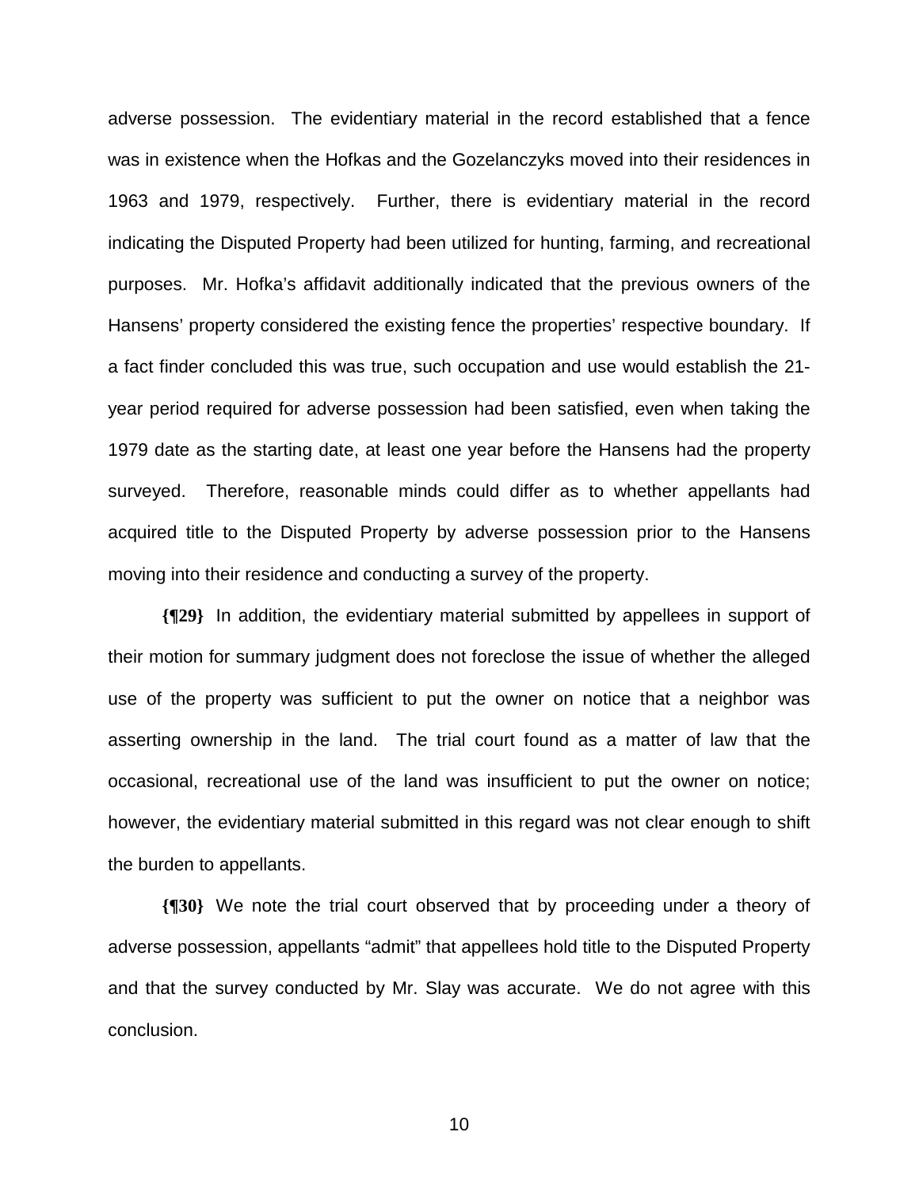adverse possession. The evidentiary material in the record established that a fence was in existence when the Hofkas and the Gozelanczyks moved into their residences in 1963 and 1979, respectively. Further, there is evidentiary material in the record indicating the Disputed Property had been utilized for hunting, farming, and recreational purposes. Mr. Hofka's affidavit additionally indicated that the previous owners of the Hansens' property considered the existing fence the properties' respective boundary. If a fact finder concluded this was true, such occupation and use would establish the 21-year period required for adverse possession had been satisfied, even when taking the 1979 date as the starting date, at least one year before the Hansens had the property surveyed. Therefore, reasonable minds could differ as to whether appellants had acquired title to the Disputed Property by adverse possession prior to the Hansens moving into their residence and conducting a survey of the property.

**{¶29}** In addition, the evidentiary material submitted by appellees in support of their motion for summary judgment does not foreclose the issue of whether the alleged use of the property was sufficient to put the owner on notice that a neighbor was asserting ownership in the land. The trial court found as a matter of law that the occasional, recreational use of the land was insufficient to put the owner on notice; however, the evidentiary material submitted in this regard was not clear enough to shift the burden to appellants.

**{¶30}** We note the trial court observed that by proceeding under a theory of adverse possession, appellants "admit" that appellees hold title to the Disputed Property and that the survey conducted by Mr. Slay was accurate. We do not agree with this conclusion.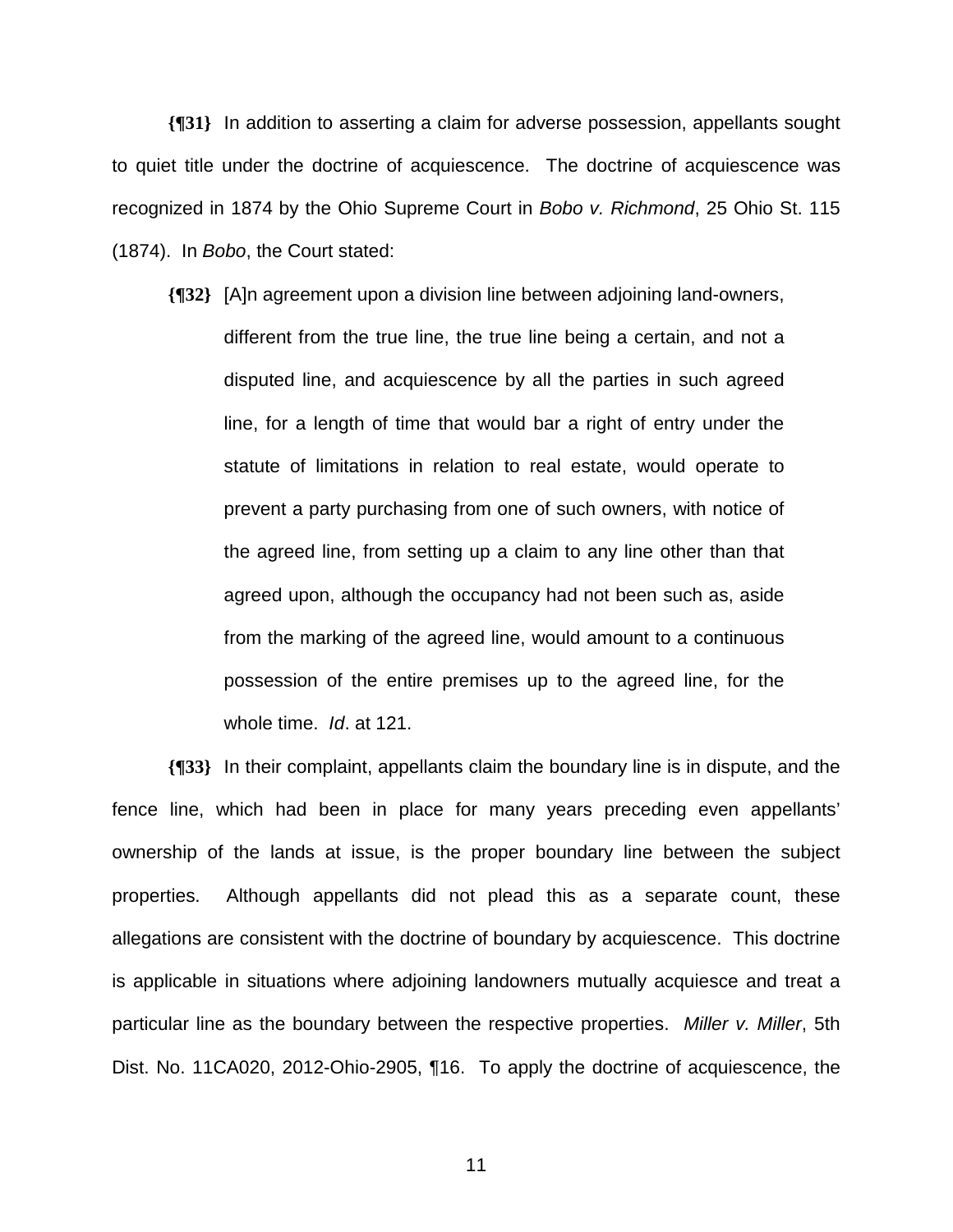**{¶31}** In addition to asserting a claim for adverse possession, appellants sought to quiet title under the doctrine of acquiescence. The doctrine of acquiescence was recognized in 1874 by the Ohio Supreme Court in *Bobo v. Richmond*, 25 Ohio St. 115 (1874). In *Bobo*, the Court stated:

> **{¶32}** [A]n agreement upon a division line between adjoining land-owners, different from the true line, the true line being a certain, and not a disputed line, and acquiescence by all the parties in such agreed line, for a length of time that would bar a right of entry under the statute of limitations in relation to real estate, would operate to prevent a party purchasing from one of such owners, with notice of the agreed line, from setting up a claim to any line other than that agreed upon, although the occupancy had not been such as, aside from the marking of the agreed line, would amount to a continuous possession of the entire premises up to the agreed line, for the whole time. *Id*. at 121.

**{¶33}** In their complaint, appellants claim the boundary line is in dispute, and the fence line, which had been in place for many years preceding even appellants' ownership of the lands at issue, is the proper boundary line between the subject properties. Although appellants did not plead this as a separate count, these allegations are consistent with the doctrine of boundary by acquiescence. This doctrine is applicable in situations where adjoining landowners mutually acquiesce and treat a particular line as the boundary between the respective properties. *Miller v. Miller*, 5th Dist. No. 11CA020, 2012-Ohio-2905, ¶16. To apply the doctrine of acquiescence, the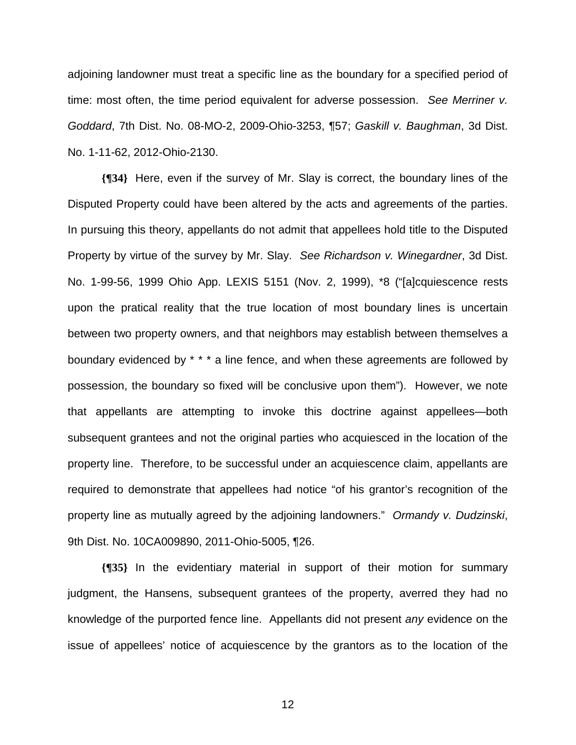adjoining landowner must treat a specific line as the boundary for a specified period of time: most often, the time period equivalent for adverse possession. *See Merriner v. Goddard*, 7th Dist. No. 08-MO-2, 2009-Ohio-3253, ¶57; *Gaskill v. Baughman*, 3d Dist. No. 1-11-62, 2012-Ohio-2130.

**{¶34}** Here, even if the survey of Mr. Slay is correct, the boundary lines of the Disputed Property could have been altered by the acts and agreements of the parties. In pursuing this theory, appellants do not admit that appellees hold title to the Disputed Property by virtue of the survey by Mr. Slay. *See Richardson v. Winegardner*, 3d Dist. No. 1-99-56, 1999 Ohio App. LEXIS 5151 (Nov. 2, 1999), *8 ("[a]cquiescence rests upon the pratical reality that the true location of most boundary lines is uncertain between two property owners, and that neighbors may establish between themselves a boundary evidenced by * * * a line fence, and when these agreements are followed by possession, the boundary so fixed will be conclusive upon them"). However, we note that appellants are attempting to invoke this doctrine against appellees—both subsequent grantees and not the original parties who acquiesced in the location of the property line. Therefore, to be successful under an acquiescence claim, appellants are required to demonstrate that appellees had notice "of his grantor's recognition of the property line as mutually agreed by the adjoining landowners." *Ormandy v. Dudzinski*, 9th Dist. No. 10CA009890, 2011-Ohio-5005, ¶26.

**{¶35}** In the evidentiary material in support of their motion for summary judgment, the Hansens, subsequent grantees of the property, averred they had no knowledge of the purported fence line. Appellants did not present *any* evidence on the issue of appellees' notice of acquiescence by the grantors as to the location of the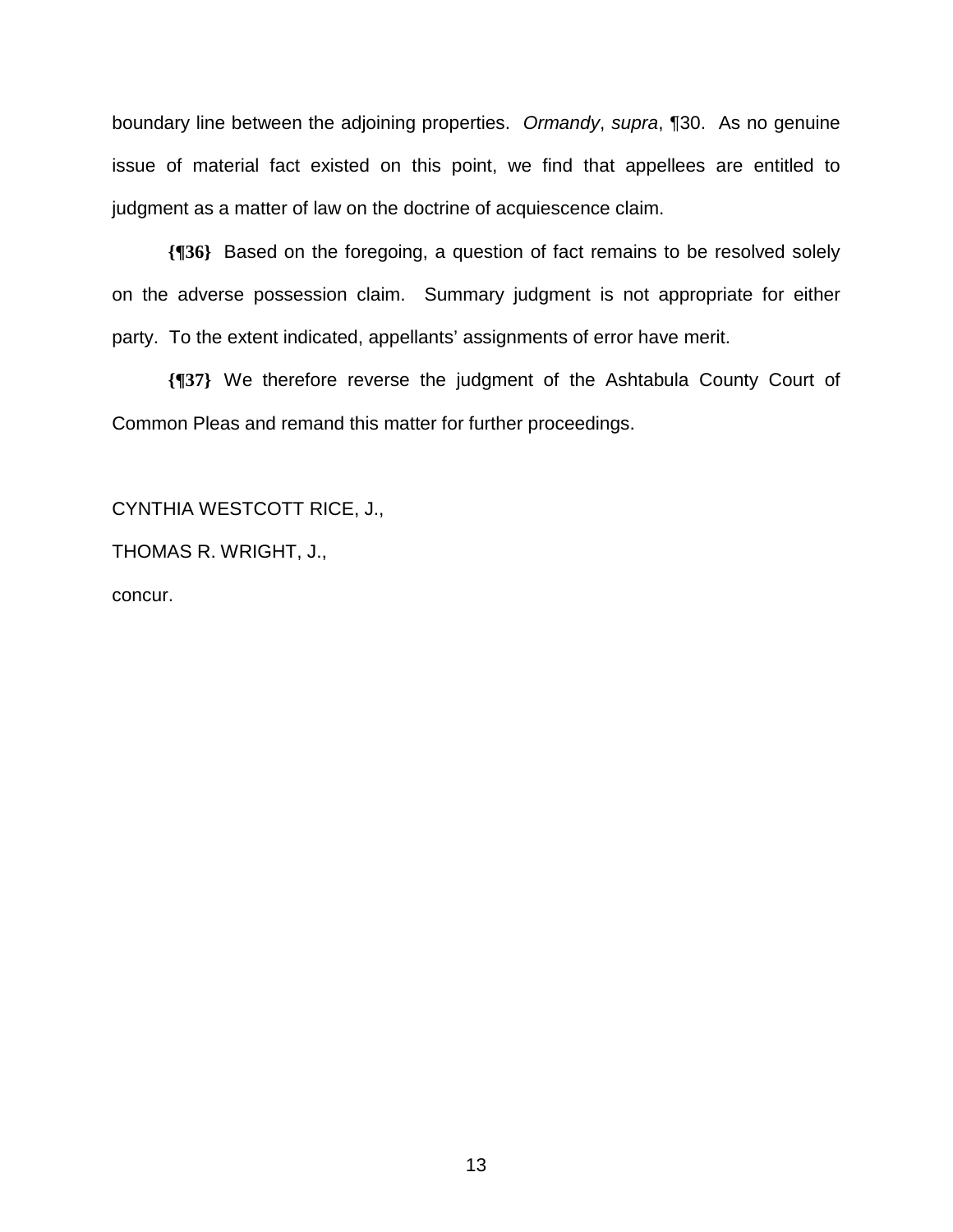boundary line between the adjoining properties. *Ormandy*, *supra*, ¶30. As no genuine issue of material fact existed on this point, we find that appellees are entitled to judgment as a matter of law on the doctrine of acquiescence claim.

**{¶36}** Based on the foregoing, a question of fact remains to be resolved solely on the adverse possession claim. Summary judgment is not appropriate for either party. To the extent indicated, appellants' assignments of error have merit.

**{¶37}** We therefore reverse the judgment of the Ashtabula County Court of Common Pleas and remand this matter for further proceedings.

CYNTHIA WESTCOTT RICE, J.,

THOMAS R. WRIGHT, J.,

concur.